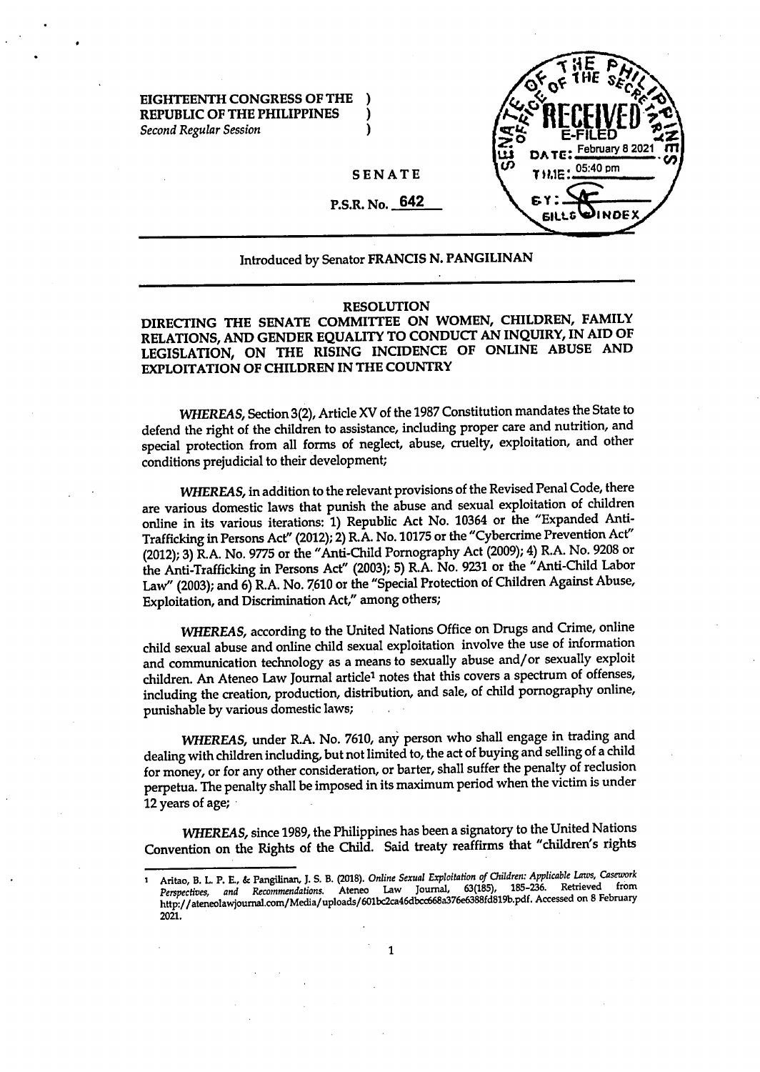EIGHTEENTH CONGRESS OF THE )
REPUBLIC OF THE PHILIPPINES )
*Second Regular Session* )

OFFICE OF THE SECRETARY
SENATE OF THE PHILIPPINES
RECEIVED
E-FILED
DATE: February 8 2021
TIME: 05:40 pm
BY:
BILLS & INDEX

SENATE

P.S.R. No. 642

Introduced by Senator **FRANCIS N. PANGILINAN**

**RESOLUTION**

**DIRECTING THE SENATE COMMITTEE ON WOMEN, CHILDREN, FAMILY RELATIONS, AND GENDER EQUALITY TO CONDUCT AN INQUIRY, IN AID OF LEGISLATION, ON THE RISING INCIDENCE OF ONLINE ABUSE AND EXPLOITATION OF CHILDREN IN THE COUNTRY**

*WHEREAS*, Section 3(2), Article XV of the 1987 Constitution mandates the State to defend the right of the children to assistance, including proper care and nutrition, and special protection from all forms of neglect, abuse, cruelty, exploitation, and other conditions prejudicial to their development;

*WHEREAS*, in addition to the relevant provisions of the Revised Penal Code, there are various domestic laws that punish the abuse and sexual exploitation of children online in its various iterations: 1) Republic Act No. 10364 or the "Expanded Anti-Trafficking in Persons Act" (2012); 2) R.A. No. 10175 or the "Cybercrime Prevention Act" (2012); 3) R.A. No. 9775 or the "Anti-Child Pornography Act (2009); 4) R.A. No. 9208 or the Anti-Trafficking in Persons Act" (2003); 5) R.A. No. 9231 or the "Anti-Child Labor Law" (2003); and 6) R.A. No. 7610 or the "Special Protection of Children Against Abuse, Exploitation, and Discrimination Act," among others;

*WHEREAS*, according to the United Nations Office on Drugs and Crime, online child sexual abuse and online child sexual exploitation involve the use of information and communication technology as a means to sexually abuse and/or sexually exploit children. An Ateneo Law Journal article[1] notes that this covers a spectrum of offenses, including the creation, production, distribution, and sale, of child pornography online, punishable by various domestic laws;

*WHEREAS*, under R.A. No. 7610, any person who shall engage in trading and dealing with children including, but not limited to, the act of buying and selling of a child for money, or for any other consideration, or barter, shall suffer the penalty of reclusion perpetua. The penalty shall be imposed in its maximum period when the victim is under 12 years of age;

*WHEREAS*, since 1989, the Philippines has been a signatory to the United Nations Convention on the Rights of the Child. Said treaty reaffirms that "children's rights

---

[1] Aritao, B. L. P. E., & Pangilinan, J. S. B. (2018). *Online Sexual Exploitation of Children: Applicable Laws, Casework Perspectives, and Recommendations.* Ateneo Law Journal, 63(185), 185-236. Retrieved from http://ateneolawjournal.com/Media/uploads/601bc2ca46dbcc668a376e6388fd819b.pdf. Accessed on 8 February 2021.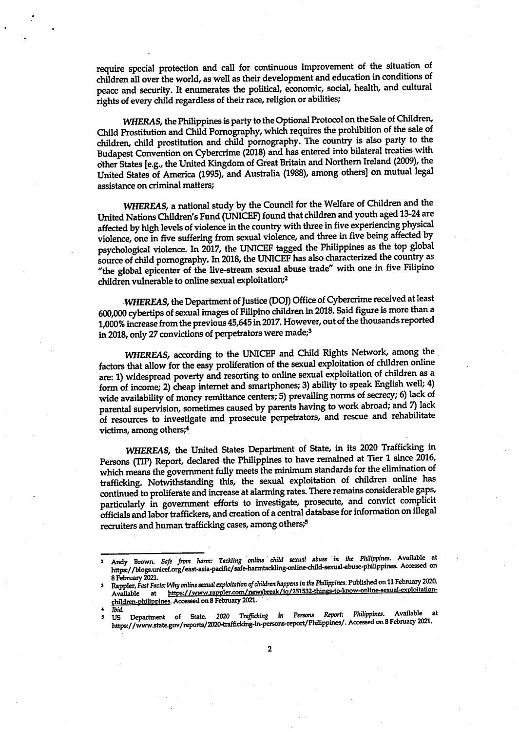require special protection and call for continuous improvement of the situation of children all over the world, as well as their development and education in conditions of peace and security. It enumerates the political, economic, social, health, and cultural rights of every child regardless of their race, religion or abilities;

*WHERAS*, the Philippines is party to the Optional Protocol on the Sale of Children, Child Prostitution and Child Pornography, which requires the prohibition of the sale of children, child prostitution and child pornography. The country is also party to the Budapest Convention on Cybercrime (2018) and has entered into bilateral treaties with other States [e.g., the United Kingdom of Great Britain and Northern Ireland (2009), the United States of America (1995), and Australia (1988), among others] on mutual legal assistance on criminal matters;

*WHEREAS*, a national study by the Council for the Welfare of Children and the United Nations Children's Fund (UNICEF) found that children and youth aged 13-24 are affected by high levels of violence in the country with three in five experiencing physical violence, one in five suffering from sexual violence, and three in five being affected by psychological violence. In 2017, the UNICEF tagged the Philippines as the top global source of child pornography. In 2018, the UNICEF has also characterized the country as "the global epicenter of the live-stream sexual abuse trade" with one in five Filipino children vulnerable to online sexual exploitation;[2]

*WHEREAS*, the Department of Justice (DOJ) Office of Cybercrime received at least 600,000 cybertips of sexual images of Filipino children in 2018. Said figure is more than a 1,000% increase from the previous 45,645 in 2017. However, out of the thousands reported in 2018, only 27 convictions of perpetrators were made;[3]

*WHEREAS*, according to the UNICEF and Child Rights Network, among the factors that allow for the easy proliferation of the sexual exploitation of children online are: 1) widespread poverty and resorting to online sexual exploitation of children as a form of income; 2) cheap internet and smartphones; 3) ability to speak English well; 4) wide availability of money remittance centers; 5) prevailing norms of secrecy; 6) lack of parental supervision, sometimes caused by parents having to work abroad; and 7) lack of resources to investigate and prosecute perpetrators, and rescue and rehabilitate victims, among others;[4]

*WHEREAS*, the United States Department of State, in its 2020 Trafficking in Persons (TIP) Report, declared the Philippines to have remained at Tier 1 since 2016, which means the government fully meets the minimum standards for the elimination of trafficking. Notwithstanding this, the sexual exploitation of children online has continued to proliferate and increase at alarming rates. There remains considerable gaps, particularly in government efforts to investigate, prosecute, and convict complicit officials and labor traffickers, and creation of a central database for information on illegal recruiters and human trafficking cases, among others;[5]

---

[2] Andy Brown. *Safe from harm: Tackling online child sexual abuse in the Philippines*. Available at https://blogs.unicef.org/east-asia-pacific/safe-harmtackling-online-child-sexual-abuse-philippines. Accessed on 8 February 2021.

[3] Rappler, *Fast Facts: Why online sexual exploitation of children happens in the Philippines*. Published on 11 February 2020. Available at https://www.rappler.com/newsbreak/iq/251532-things-to-know-online-sexual-exploitation-children-philippines. Accessed on 8 February 2021.

[4] *Ibid.*

[5] US Department of State. *2020 Trafficking in Persons Report: Philippines*. Available at https://www.state.gov/reports/2020-trafficking-in-persons-report/Philippines/. Accessed on 8 February 2021.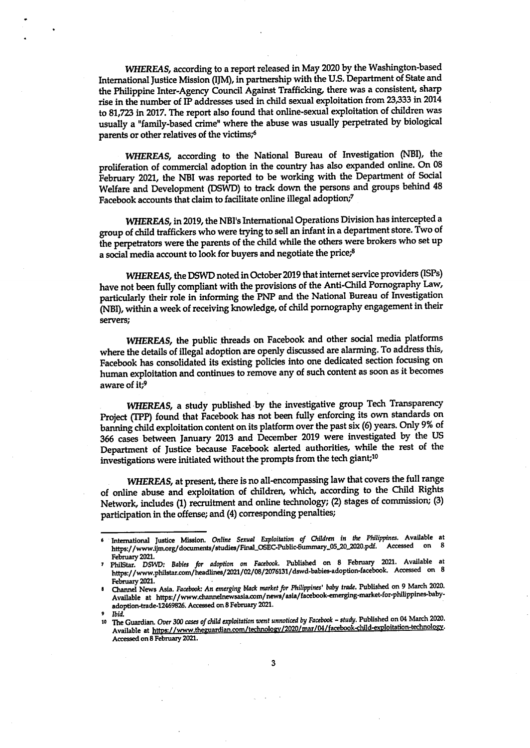*WHEREAS*, according to a report released in May 2020 by the Washington-based International Justice Mission (IJM), in partnership with the U.S. Department of State and the Philippine Inter-Agency Council Against Trafficking, there was a consistent, sharp rise in the number of IP addresses used in child sexual exploitation from 23,333 in 2014 to 81,723 in 2017. The report also found that online-sexual exploitation of children was usually a "family-based crime" where the abuse was usually perpetrated by biological parents or other relatives of the victims;[6]

*WHEREAS*, according to the National Bureau of Investigation (NBI), the proliferation of commercial adoption in the country has also expanded online. On 08 February 2021, the NBI was reported to be working with the Department of Social Welfare and Development (DSWD) to track down the persons and groups behind 48 Facebook accounts that claim to facilitate online illegal adoption;[7]

*WHEREAS*, in 2019, the NBI's International Operations Division has intercepted a group of child traffickers who were trying to sell an infant in a department store. Two of the perpetrators were the parents of the child while the others were brokers who set up a social media account to look for buyers and negotiate the price;[8]

*WHEREAS*, the DSWD noted in October 2019 that internet service providers (ISPs) have not been fully compliant with the provisions of the Anti-Child Pornography Law, particularly their role in informing the PNP and the National Bureau of Investigation (NBI), within a week of receiving knowledge, of child pornography engagement in their servers;

*WHEREAS*, the public threads on Facebook and other social media platforms where the details of illegal adoption are openly discussed are alarming. To address this, Facebook has consolidated its existing policies into one dedicated section focusing on human exploitation and continues to remove any of such content as soon as it becomes aware of it;[9]

*WHEREAS*, a study published by the investigative group Tech Transparency Project (TPP) found that Facebook has not been fully enforcing its own standards on banning child exploitation content on its platform over the past six (6) years. Only 9% of 366 cases between January 2013 and December 2019 were investigated by the US Department of Justice because Facebook alerted authorities, while the rest of the investigations were initiated without the prompts from the tech giant;[10]

*WHEREAS*, at present, there is no all-encompassing law that covers the full range of online abuse and exploitation of children, which, according to the Child Rights Network, includes (1) recruitment and online technology; (2) stages of commission; (3) participation in the offense; and (4) corresponding penalties;

---

[6] International Justice Mission. *Online Sexual Exploitation of Children in the Philippines.* Available at https://www.ijm.org/documents/studies/Final_OSEC-Public-Summary_05_20_2020.pdf. Accessed on 8 February 2021.

[7] PhilStar. *DSWD: Babies for adoption on Facebook.* Published on 8 February 2021. Available at https://www.philstar.com/headlines/2021/02/08/2076131/dswd-babies-adoption-facebook. Accessed on 8 February 2021.

[8] Channel News Asia. *Facebook: An emerging black market for Philippines' baby trade.* Published on 9 March 2020. Available at https://www.channelnewsasia.com/news/asia/facebook-emerging-market-for-philippines-baby-adoption-trade-12469826. Accessed on 8 February 2021.

[9] *Ibid.*

[10] The Guardian. *Over 300 cases of child exploitation went unnoticed by Facebook – study.* Published on 04 March 2020. Available at https://www.theguardian.com/technology/2020/mar/04/facebook-child-exploitation-technology. Accessed on 8 February 2021.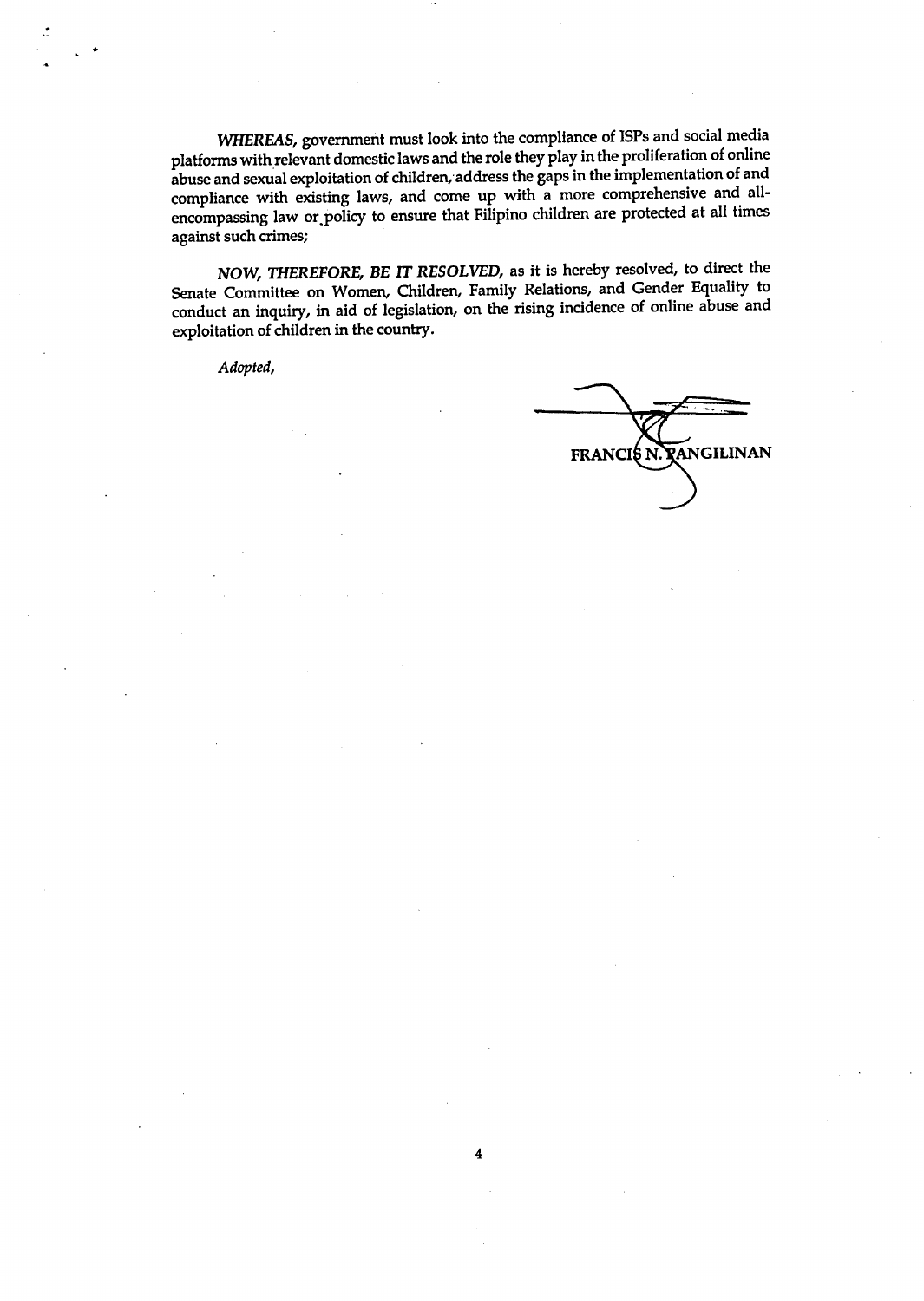*WHEREAS,* government must look into the compliance of ISPs and social media platforms with relevant domestic laws and the role they play in the proliferation of online abuse and sexual exploitation of children, address the gaps in the implementation of and compliance with existing laws, and come up with a more comprehensive and all-encompassing law or policy to ensure that Filipino children are protected at all times against such crimes;

*NOW, THEREFORE, BE IT RESOLVED,* as it is hereby resolved, to direct the Senate Committee on Women, Children, Family Relations, and Gender Equality to conduct an inquiry, in aid of legislation, on the rising incidence of online abuse and exploitation of children in the country.

*Adopted,*

**FRANCIS N. PANGILINAN**